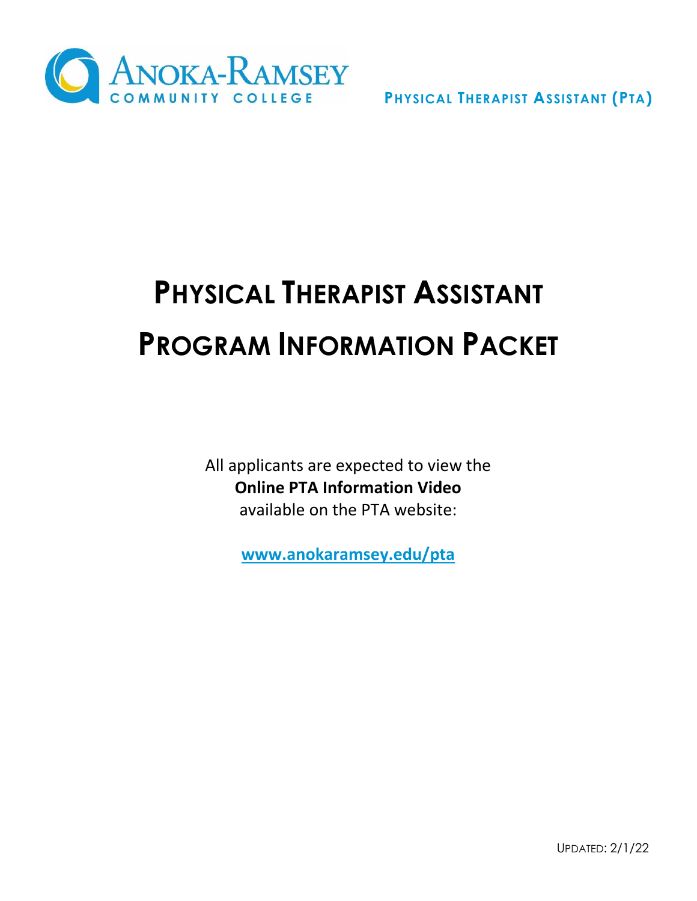# Anoka-Ramsey Community College

**Physical Therapist Assistant (PTA)**

# Physical Therapist Assistant Program Information Packet

All applicants are expected to view the **Online PTA Information Video** available on the PTA website:

**www.anokaramsey.edu/pta**

Updated: 2/1/22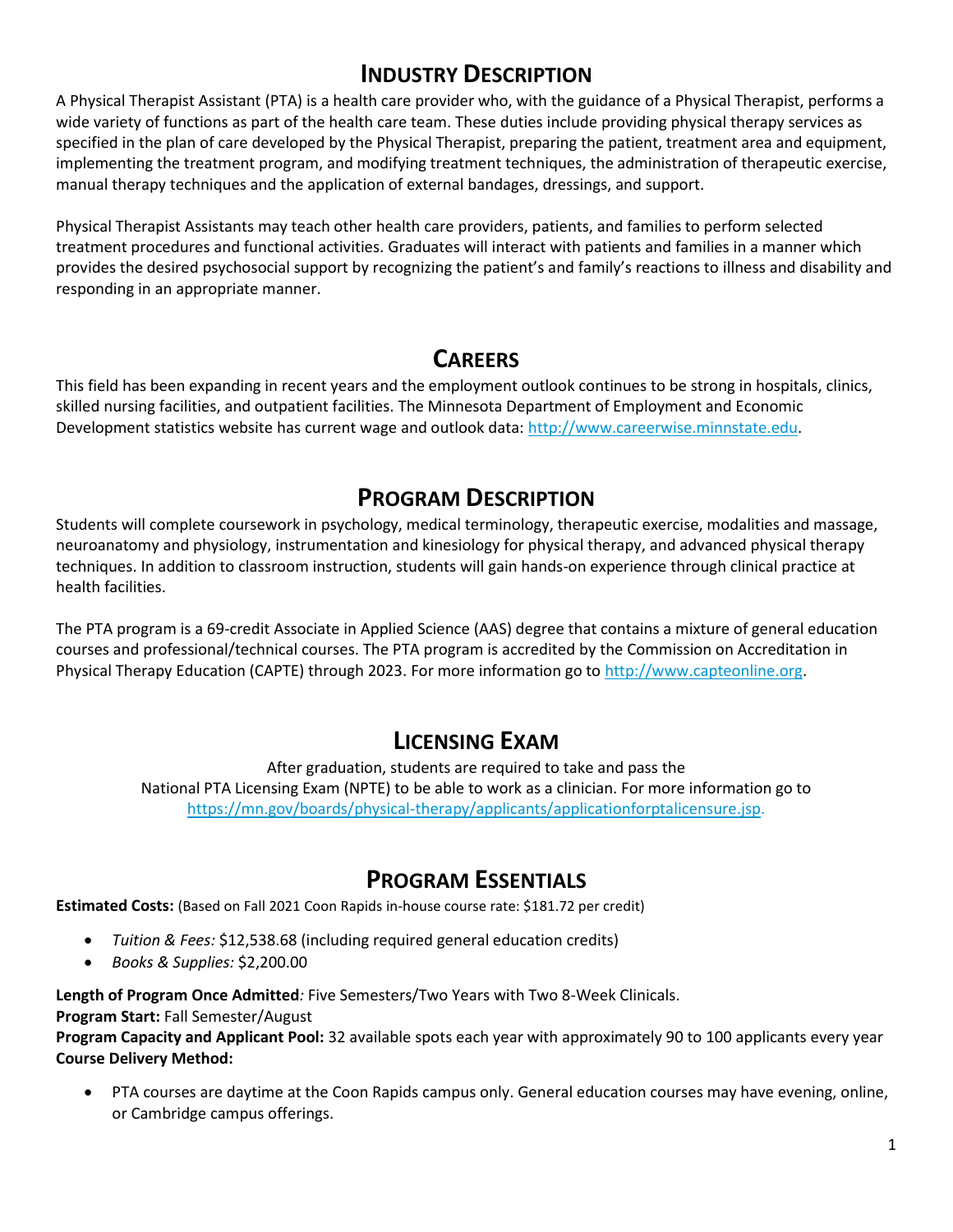## Industry Description

A Physical Therapist Assistant (PTA) is a health care provider who, with the guidance of a Physical Therapist, performs a wide variety of functions as part of the health care team. These duties include providing physical therapy services as specified in the plan of care developed by the Physical Therapist, preparing the patient, treatment area and equipment, implementing the treatment program, and modifying treatment techniques, the administration of therapeutic exercise, manual therapy techniques and the application of external bandages, dressings, and support.

Physical Therapist Assistants may teach other health care providers, patients, and families to perform selected treatment procedures and functional activities. Graduates will interact with patients and families in a manner which provides the desired psychosocial support by recognizing the patient's and family's reactions to illness and disability and responding in an appropriate manner.

## Careers

This field has been expanding in recent years and the employment outlook continues to be strong in hospitals, clinics, skilled nursing facilities, and outpatient facilities. The Minnesota Department of Employment and Economic Development statistics website has current wage and outlook data: [http://www.careerwise.minnstate.edu](http://www.careerwise.minnstate.edu).

## Program Description

Students will complete coursework in psychology, medical terminology, therapeutic exercise, modalities and massage, neuroanatomy and physiology, instrumentation and kinesiology for physical therapy, and advanced physical therapy techniques. In addition to classroom instruction, students will gain hands-on experience through clinical practice at health facilities.

The PTA program is a 69-credit Associate in Applied Science (AAS) degree that contains a mixture of general education courses and professional/technical courses. The PTA program is accredited by the Commission on Accreditation in Physical Therapy Education (CAPTE) through 2023. For more information go to [http://www.capteonline.org](http://www.capteonline.org).

## Licensing Exam

After graduation, students are required to take and pass the National PTA Licensing Exam (NPTE) to be able to work as a clinician. For more information go to [https://mn.gov/boards/physical-therapy/applicants/applicationforptalicensure.jsp](https://mn.gov/boards/physical-therapy/applicants/applicationforptalicensure.jsp).

## Program Essentials

**Estimated Costs:** (Based on Fall 2021 Coon Rapids in-house course rate: $181.72 per credit)

- *Tuition & Fees:* $12,538.68 (including required general education credits)
- *Books & Supplies:* $2,200.00

**Length of Program Once Admitted***:* Five Semesters/Two Years with Two 8-Week Clinicals.
**Program Start:** Fall Semester/August
**Program Capacity and Applicant Pool:** 32 available spots each year with approximately 90 to 100 applicants every year
**Course Delivery Method:**

- PTA courses are daytime at the Coon Rapids campus only. General education courses may have evening, online, or Cambridge campus offerings.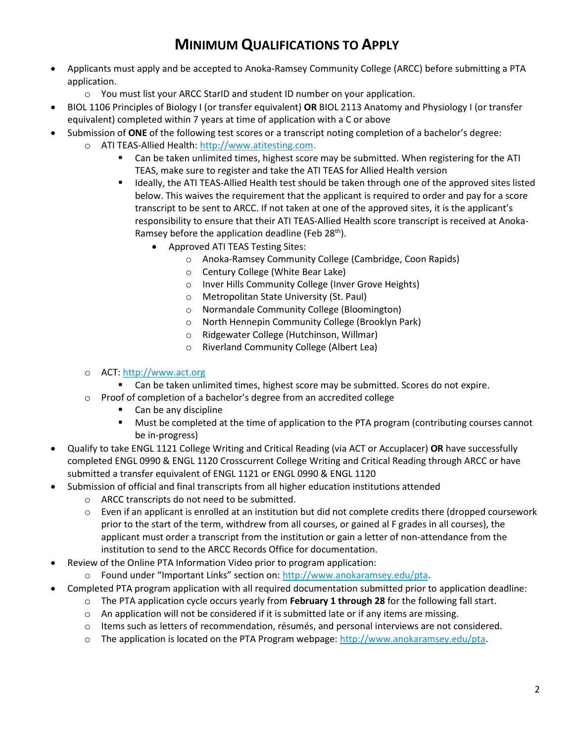# Minimum Qualifications to Apply

- Applicants must apply and be accepted to Anoka-Ramsey Community College (ARCC) before submitting a PTA application.
  - You must list your ARCC StarID and student ID number on your application.
- BIOL 1106 Principles of Biology I (or transfer equivalent) **OR** BIOL 2113 Anatomy and Physiology I (or transfer equivalent) completed within 7 years at time of application with a C or above
- Submission of **ONE** of the following test scores or a transcript noting completion of a bachelor's degree:
  - ATI TEAS-Allied Health: [http://www.atitesting.com.](http://www.atitesting.com)
    - Can be taken unlimited times, highest score may be submitted. When registering for the ATI TEAS, make sure to register and take the ATI TEAS for Allied Health version
    - Ideally, the ATI TEAS-Allied Health test should be taken through one of the approved sites listed below. This waives the requirement that the applicant is required to order and pay for a score transcript to be sent to ARCC. If not taken at one of the approved sites, it is the applicant's responsibility to ensure that their ATI TEAS-Allied Health score transcript is received at Anoka-Ramsey before the application deadline (Feb 28th).
      - Approved ATI TEAS Testing Sites:
        - Anoka-Ramsey Community College (Cambridge, Coon Rapids)
        - Century College (White Bear Lake)
        - Inver Hills Community College (Inver Grove Heights)
        - Metropolitan State University (St. Paul)
        - Normandale Community College (Bloomington)
        - North Hennepin Community College (Brooklyn Park)
        - Ridgewater College (Hutchinson, Willmar)
        - Riverland Community College (Albert Lea)
  - ACT: [http://www.act.org](http://www.act.org)
    - Can be taken unlimited times, highest score may be submitted. Scores do not expire.
  - Proof of completion of a bachelor's degree from an accredited college
    - Can be any discipline
    - Must be completed at the time of application to the PTA program (contributing courses cannot be in-progress)
- Qualify to take ENGL 1121 College Writing and Critical Reading (via ACT or Accuplacer) **OR** have successfully completed ENGL 0990 & ENGL 1120 Crosscurrent College Writing and Critical Reading through ARCC or have submitted a transfer equivalent of ENGL 1121 or ENGL 0990 & ENGL 1120
- Submission of official and final transcripts from all higher education institutions attended
  - ARCC transcripts do not need to be submitted.
  - Even if an applicant is enrolled at an institution but did not complete credits there (dropped coursework prior to the start of the term, withdrew from all courses, or gained al F grades in all courses), the applicant must order a transcript from the institution or gain a letter of non-attendance from the institution to send to the ARCC Records Office for documentation.
- Review of the Online PTA Information Video prior to program application:
  - Found under "Important Links" section on: [http://www.anokaramsey.edu/pta](http://www.anokaramsey.edu/pta).
- Completed PTA program application with all required documentation submitted prior to application deadline:
  - The PTA application cycle occurs yearly from **February 1 through 28** for the following fall start.
  - An application will not be considered if it is submitted late or if any items are missing.
  - Items such as letters of recommendation, résumés, and personal interviews are not considered.
  - The application is located on the PTA Program webpage: [http://www.anokaramsey.edu/pta](http://www.anokaramsey.edu/pta).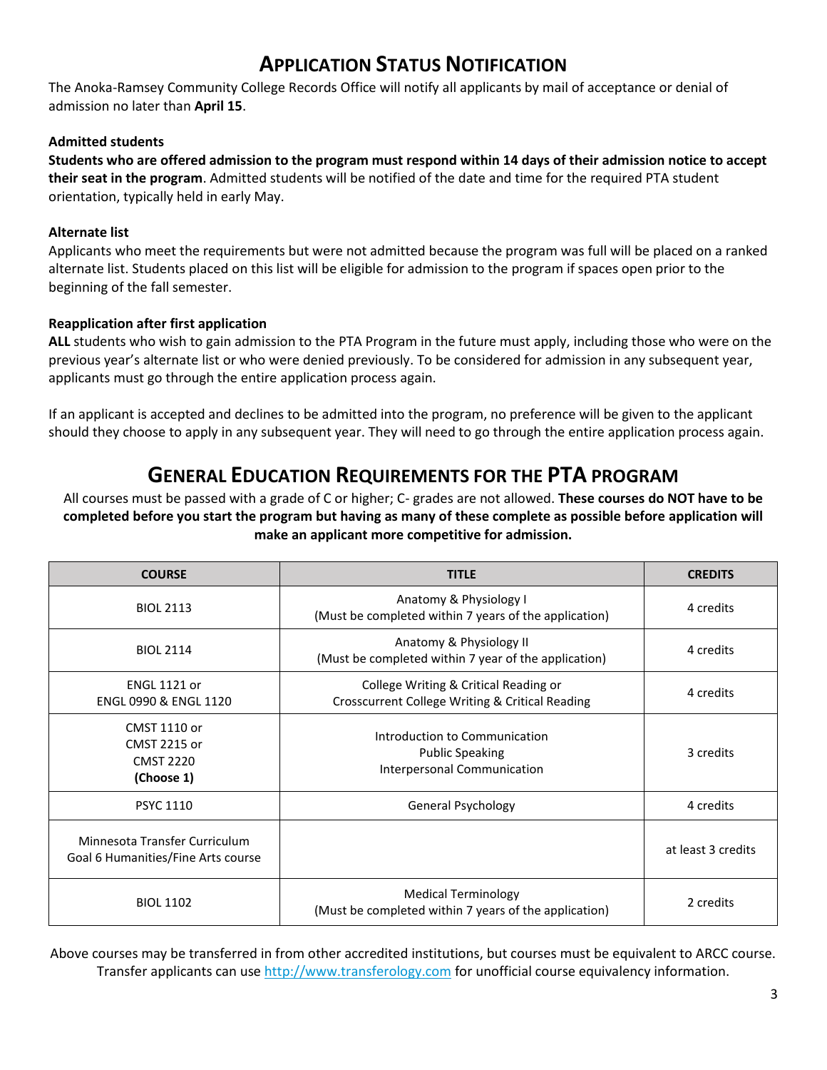## APPLICATION STATUS NOTIFICATION

The Anoka-Ramsey Community College Records Office will notify all applicants by mail of acceptance or denial of admission no later than **April 15**.

**Admitted students**

**Students who are offered admission to the program must respond within 14 days of their admission notice to accept their seat in the program**. Admitted students will be notified of the date and time for the required PTA student orientation, typically held in early May.

**Alternate list**

Applicants who meet the requirements but were not admitted because the program was full will be placed on a ranked alternate list. Students placed on this list will be eligible for admission to the program if spaces open prior to the beginning of the fall semester.

**Reapplication after first application**

**ALL** students who wish to gain admission to the PTA Program in the future must apply, including those who were on the previous year's alternate list or who were denied previously. To be considered for admission in any subsequent year, applicants must go through the entire application process again.

If an applicant is accepted and declines to be admitted into the program, no preference will be given to the applicant should they choose to apply in any subsequent year. They will need to go through the entire application process again.

## GENERAL EDUCATION REQUIREMENTS FOR THE PTA PROGRAM

All courses must be passed with a grade of C or higher; C- grades are not allowed. **These courses do NOT have to be completed before you start the program but having as many of these complete as possible before application will make an applicant more competitive for admission.**

| COURSE | TITLE | CREDITS |
|---|---|---|
| BIOL 2113 | Anatomy & Physiology I<br>(Must be completed within 7 years of the application) | 4 credits |
| BIOL 2114 | Anatomy & Physiology II<br>(Must be completed within 7 year of the application) | 4 credits |
| ENGL 1121 or<br>ENGL 0990 & ENGL 1120 | College Writing & Critical Reading or<br>Crosscurrent College Writing & Critical Reading | 4 credits |
| CMST 1110 or<br>CMST 2215 or<br>CMST 2220<br>**(Choose 1)** | Introduction to Communication<br>Public Speaking<br>Interpersonal Communication | 3 credits |
| PSYC 1110 | General Psychology | 4 credits |
| Minnesota Transfer Curriculum<br>Goal 6 Humanities/Fine Arts course | | at least 3 credits |
| BIOL 1102 | Medical Terminology<br>(Must be completed within 7 years of the application) | 2 credits |

Above courses may be transferred in from other accredited institutions, but courses must be equivalent to ARCC course. Transfer applicants can use http://www.transferology.com for unofficial course equivalency information.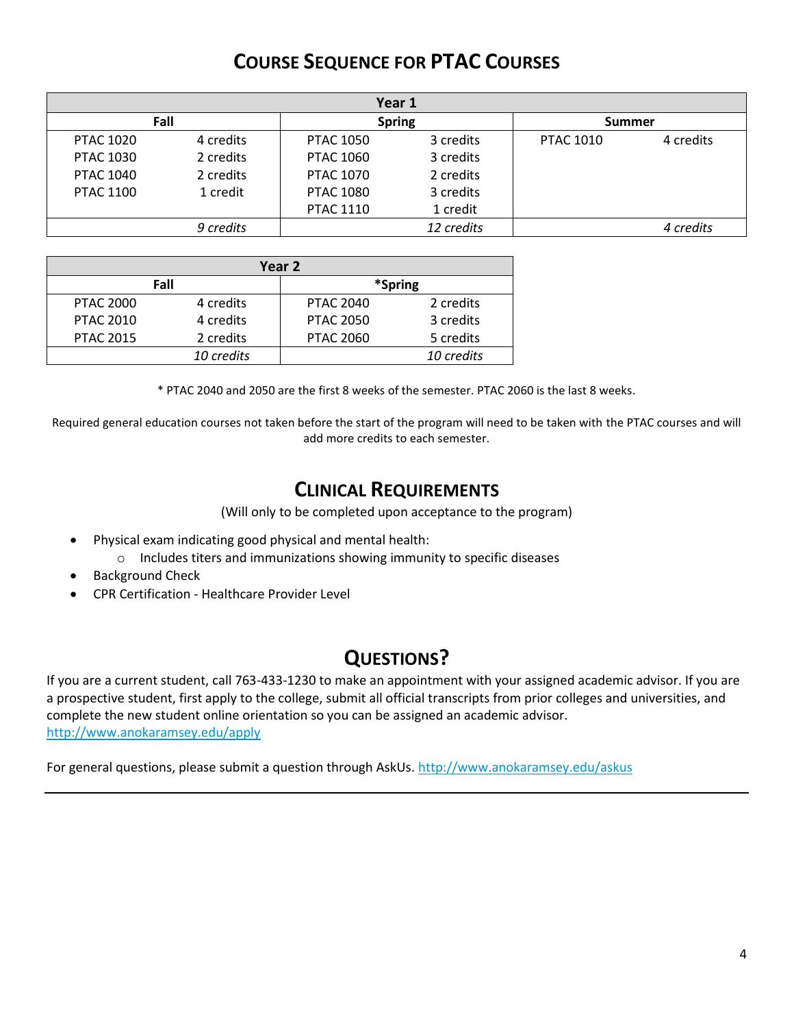# COURSE SEQUENCE FOR PTAC COURSES

| Year 1 | | | | | |
|---|---|---|---|---|---|
| **Fall** | | **Spring** | | **Summer** | |
| PTAC 1020 | 4 credits | PTAC 1050 | 3 credits | PTAC 1010 | 4 credits |
| PTAC 1030 | 2 credits | PTAC 1060 | 3 credits | | |
| PTAC 1040 | 2 credits | PTAC 1070 | 2 credits | | |
| PTAC 1100 | 1 credit | PTAC 1080 | 3 credits | | |
| | | PTAC 1110 | 1 credit | | |
| | *9 credits* | | *12 credits* | | *4 credits* |

| Year 2 | | | |
|---|---|---|---|
| **Fall** | | **\*Spring** | |
| PTAC 2000 | 4 credits | PTAC 2040 | 2 credits |
| PTAC 2010 | 4 credits | PTAC 2050 | 3 credits |
| PTAC 2015 | 2 credits | PTAC 2060 | 5 credits |
| | *10 credits* | | *10 credits* |

* PTAC 2040 and 2050 are the first 8 weeks of the semester. PTAC 2060 is the last 8 weeks.

Required general education courses not taken before the start of the program will need to be taken with the PTAC courses and will add more credits to each semester.

# CLINICAL REQUIREMENTS

(Will only to be completed upon acceptance to the program)

- Physical exam indicating good physical and mental health:
  - Includes titers and immunizations showing immunity to specific diseases
- Background Check
- CPR Certification - Healthcare Provider Level

# QUESTIONS?

If you are a current student, call 763-433-1230 to make an appointment with your assigned academic advisor. If you are a prospective student, first apply to the college, submit all official transcripts from prior colleges and universities, and complete the new student online orientation so you can be assigned an academic advisor.
http://www.anokaramsey.edu/apply

For general questions, please submit a question through AskUs. http://www.anokaramsey.edu/askus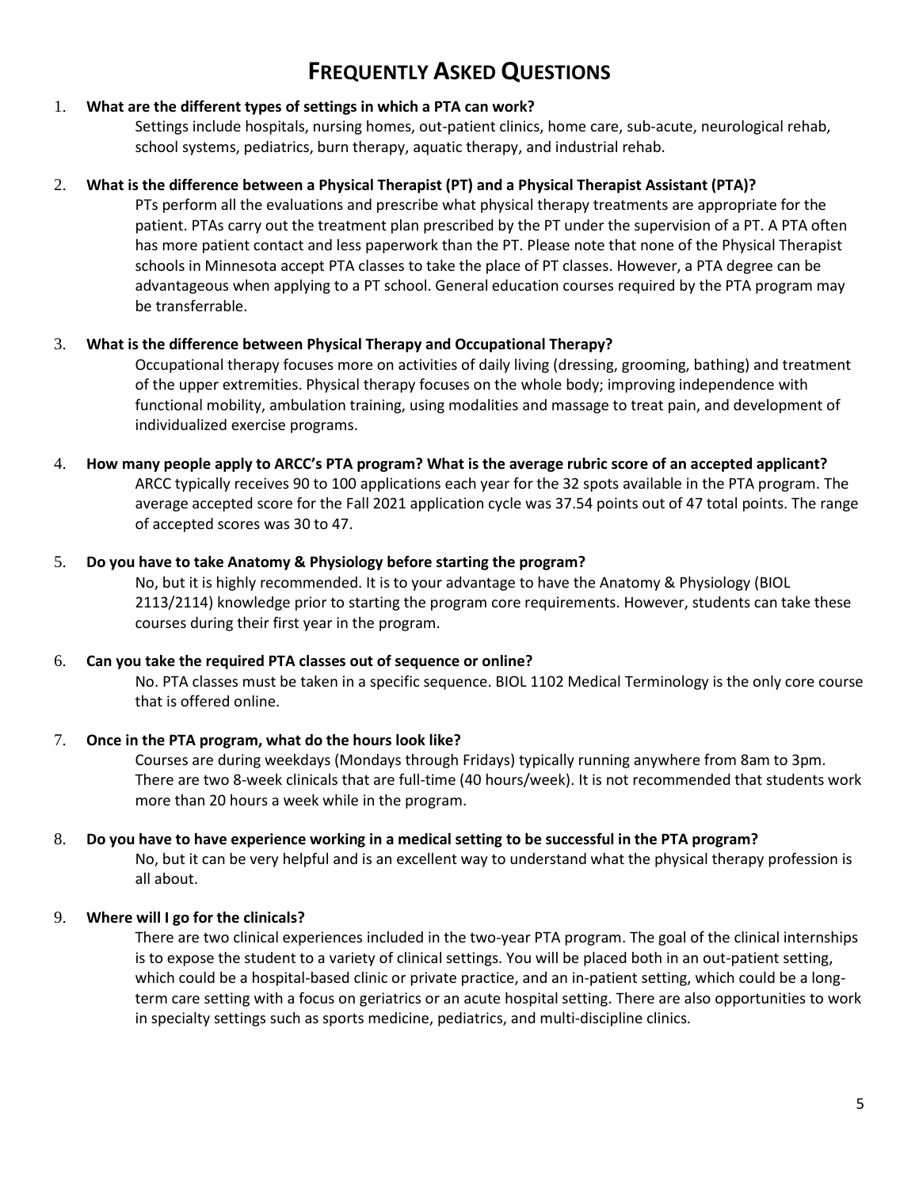# Frequently Asked Questions

1. **What are the different types of settings in which a PTA can work?**

   Settings include hospitals, nursing homes, out-patient clinics, home care, sub-acute, neurological rehab, school systems, pediatrics, burn therapy, aquatic therapy, and industrial rehab.

2. **What is the difference between a Physical Therapist (PT) and a Physical Therapist Assistant (PTA)?**

   PTs perform all the evaluations and prescribe what physical therapy treatments are appropriate for the patient. PTAs carry out the treatment plan prescribed by the PT under the supervision of a PT. A PTA often has more patient contact and less paperwork than the PT. Please note that none of the Physical Therapist schools in Minnesota accept PTA classes to take the place of PT classes. However, a PTA degree can be advantageous when applying to a PT school. General education courses required by the PTA program may be transferrable.

3. **What is the difference between Physical Therapy and Occupational Therapy?**

   Occupational therapy focuses more on activities of daily living (dressing, grooming, bathing) and treatment of the upper extremities. Physical therapy focuses on the whole body; improving independence with functional mobility, ambulation training, using modalities and massage to treat pain, and development of individualized exercise programs.

4. **How many people apply to ARCC's PTA program? What is the average rubric score of an accepted applicant?**

   ARCC typically receives 90 to 100 applications each year for the 32 spots available in the PTA program. The average accepted score for the Fall 2021 application cycle was 37.54 points out of 47 total points. The range of accepted scores was 30 to 47.

5. **Do you have to take Anatomy & Physiology before starting the program?**

   No, but it is highly recommended. It is to your advantage to have the Anatomy & Physiology (BIOL 2113/2114) knowledge prior to starting the program core requirements. However, students can take these courses during their first year in the program.

6. **Can you take the required PTA classes out of sequence or online?**

   No. PTA classes must be taken in a specific sequence. BIOL 1102 Medical Terminology is the only core course that is offered online.

7. **Once in the PTA program, what do the hours look like?**

   Courses are during weekdays (Mondays through Fridays) typically running anywhere from 8am to 3pm. There are two 8-week clinicals that are full-time (40 hours/week). It is not recommended that students work more than 20 hours a week while in the program.

8. **Do you have to have experience working in a medical setting to be successful in the PTA program?**

   No, but it can be very helpful and is an excellent way to understand what the physical therapy profession is all about.

9. **Where will I go for the clinicals?**

   There are two clinical experiences included in the two-year PTA program. The goal of the clinical internships is to expose the student to a variety of clinical settings. You will be placed both in an out-patient setting, which could be a hospital-based clinic or private practice, and an in-patient setting, which could be a long-term care setting with a focus on geriatrics or an acute hospital setting. There are also opportunities to work in specialty settings such as sports medicine, pediatrics, and multi-discipline clinics.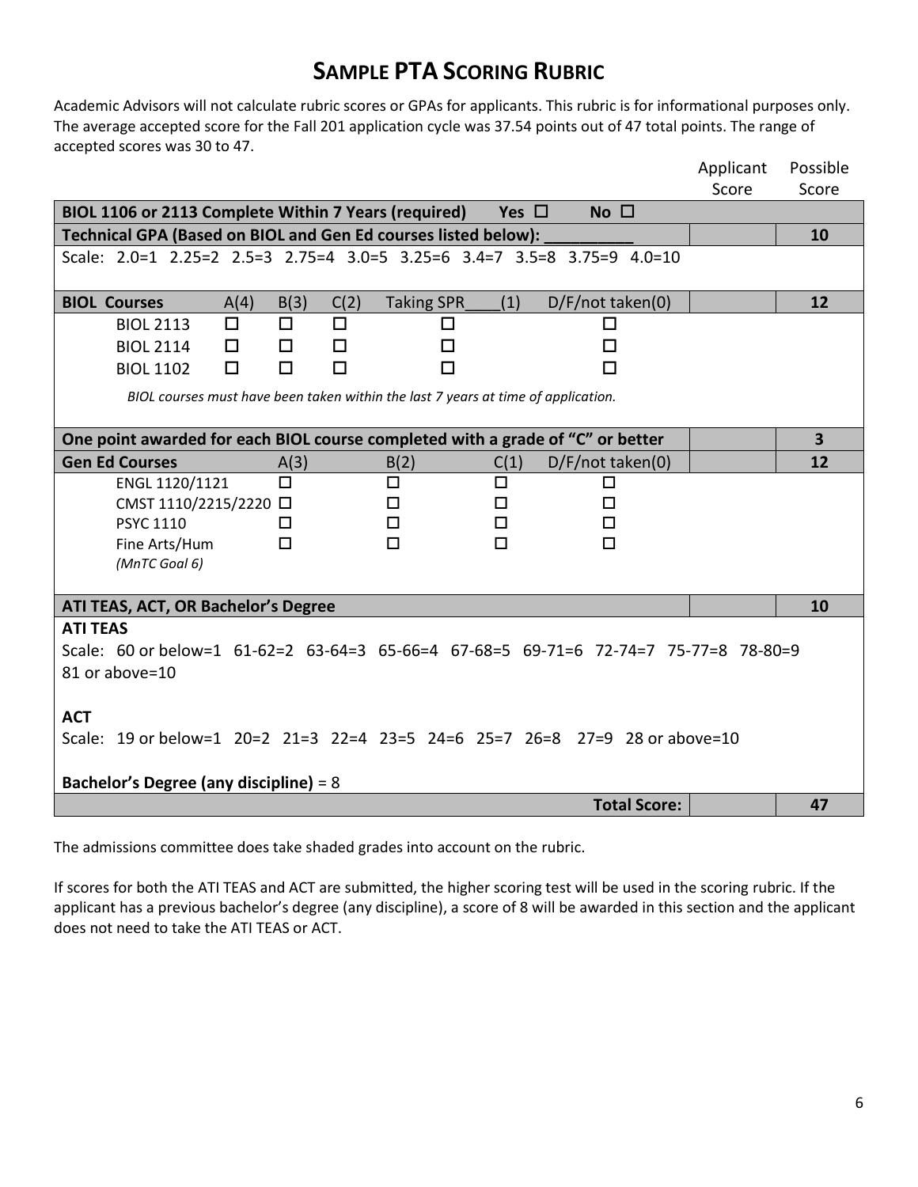# SAMPLE PTA SCORING RUBRIC

Academic Advisors will not calculate rubric scores or GPAs for applicants. This rubric is for informational purposes only. The average accepted score for the Fall 201 application cycle was 37.54 points out of 47 total points. The range of accepted scores was 30 to 47.

| | | | | | | Applicant Score | Possible Score |
|---|---|---|---|---|---|---|---|
| **BIOL 1106 or 2113 Complete Within 7 Years (required)** | | | | **Yes** ☐ | **No** ☐ | | |
| **Technical GPA (Based on BIOL and Gen Ed courses listed below): __________** | | | | | | | **10** |
| Scale: 2.0=1 2.25=2 2.5=3 2.75=4 3.0=5 3.25=6 3.4=7 3.5=8 3.75=9 4.0=10 | | | | | | | |
| **BIOL Courses** | A(4) | B(3) | C(2) | Taking SPR____(1) | D/F/not taken(0) | | **12** |
| BIOL 2113 | ☐ | ☐ | ☐ | ☐ | ☐ | | |
| BIOL 2114 | ☐ | ☐ | ☐ | ☐ | ☐ | | |
| BIOL 1102 | ☐ | ☐ | ☐ | ☐ | ☐ | | |
| *BIOL courses must have been taken within the last 7 years at time of application.* | | | | | | | |
| **One point awarded for each BIOL course completed with a grade of "C" or better** | | | | | | | **3** |
| **Gen Ed Courses** | A(3) | | B(2) | C(1) | D/F/not taken(0) | | **12** |
| ENGL 1120/1121 | ☐ | | ☐ | ☐ | ☐ | | |
| CMST 1110/2215/2220 | ☐ | | ☐ | ☐ | ☐ | | |
| PSYC 1110 | ☐ | | ☐ | ☐ | ☐ | | |
| Fine Arts/Hum *(MnTC Goal 6)* | ☐ | | ☐ | ☐ | ☐ | | |
| **ATI TEAS, ACT, OR Bachelor's Degree** | | | | | | | **10** |
| **ATI TEAS**<br>Scale: 60 or below=1 61-62=2 63-64=3 65-66=4 67-68=5 69-71=6 72-74=7 75-77=8 78-80=9 81 or above=10 | | | | | | | |
| **ACT**<br>Scale: 19 or below=1 20=2 21=3 22=4 23=5 24=6 25=7 26=8 27=9 28 or above=10 | | | | | | | |
| **Bachelor's Degree (any discipline)** = 8 | | | | | | | |
| | | | | | **Total Score:** | | **47** |

The admissions committee does take shaded grades into account on the rubric.

If scores for both the ATI TEAS and ACT are submitted, the higher scoring test will be used in the scoring rubric. If the applicant has a previous bachelor's degree (any discipline), a score of 8 will be awarded in this section and the applicant does not need to take the ATI TEAS or ACT.